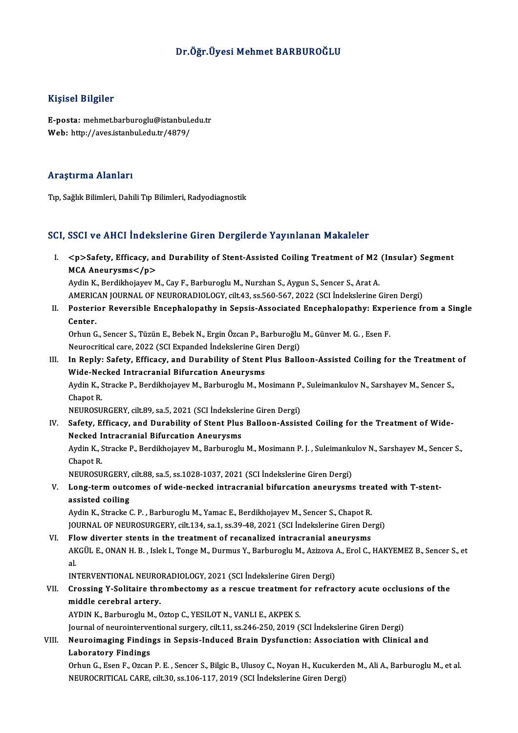# Dr.Öğr.Üyesi Mehmet BARBUROĞLU

## Kişisel Bilgiler

**E-posta:** mehmet.barburoglu@istanbul.edu.tr
**Web:** http://aves.istanbul.edu.tr/4879/

## Araştırma Alanları

Tıp, Sağlık Bilimleri, Dahili Tıp Bilimleri, Radyodiagnostik

## SCI, SSCI ve AHCI İndekslerine Giren Dergilerde Yayınlanan Makaleler

I. **<p>Safety, Efficacy, and Durability of Stent-Assisted Coiling Treatment of M2 (Insular) Segment MCA Aneurysms</p>**
Aydin K., Berdikhojayev M., Cay F., Barburoglu M., Nurzhan S., Aygun S., Sencer S., Arat A.
AMERICAN JOURNAL OF NEURORADIOLOGY, cilt.43, ss.560-567, 2022 (SCI İndekslerine Giren Dergi)

II. **Posterior Reversible Encephalopathy in Sepsis-Associated Encephalopathy: Experience from a Single Center.**
Orhun G., Sencer S., Tüzün E., Bebek N., Ergin Özcan P., Barburoğlu M., Günver M. G. , Esen F.
Neurocritical care, 2022 (SCI Expanded İndekslerine Giren Dergi)

III. **In Reply: Safety, Efficacy, and Durability of Stent Plus Balloon-Assisted Coiling for the Treatment of Wide-Necked Intracranial Bifurcation Aneurysms**
Aydin K., Stracke P., Berdikhojayev M., Barburoglu M., Mosimann P., Suleimankulov N., Sarshayev M., Sencer S., Chapot R.
NEUROSURGERY, cilt.89, sa.5, 2021 (SCI İndekslerine Giren Dergi)

IV. **Safety, Efficacy, and Durability of Stent Plus Balloon-Assisted Coiling for the Treatment of Wide-Necked Intracranial Bifurcation Aneurysms**
Aydin K., Stracke P., Berdikhojayev M., Barburoglu M., Mosimann P. J. , Suleimankulov N., Sarshayev M., Sencer S., Chapot R.
NEUROSURGERY, cilt.88, sa.5, ss.1028-1037, 2021 (SCI İndekslerine Giren Dergi)

V. **Long-term outcomes of wide-necked intracranial bifurcation aneurysms treated with T-stent-assisted coiling**
Aydin K., Stracke C. P. , Barburoglu M., Yamac E., Berdikhojayev M., Sencer S., Chapot R.
JOURNAL OF NEUROSURGERY, cilt.134, sa.1, ss.39-48, 2021 (SCI İndekslerine Giren Dergi)

VI. **Flow diverter stents in the treatment of recanalized intracranial aneurysms**
AKGÜL E., ONAN H. B. , Islek I., Tonge M., Durmus Y., Barburoglu M., Azizova A., Erol C., HAKYEMEZ B., Sencer S., et al.
INTERVENTIONAL NEURORADIOLOGY, 2021 (SCI İndekslerine Giren Dergi)

VII. **Crossing Y-Solitaire thrombectomy as a rescue treatment for refractory acute occlusions of the middle cerebral artery.**
AYDIN K., Barburoglu M., Oztop C., YESILOT N., VANLI E., AKPEK S.
Journal of neurointerventional surgery, cilt.11, ss.246-250, 2019 (SCI İndekslerine Giren Dergi)

VIII. **Neuroimaging Findings in Sepsis-Induced Brain Dysfunction: Association with Clinical and Laboratory Findings**
Orhun G., Esen F., Ozcan P. E. , Sencer S., Bilgic B., Ulusoy C., Noyan H., Kucukerden M., Ali A., Barburoglu M., et al.
NEUROCRITICAL CARE, cilt.30, ss.106-117, 2019 (SCI İndekslerine Giren Dergi)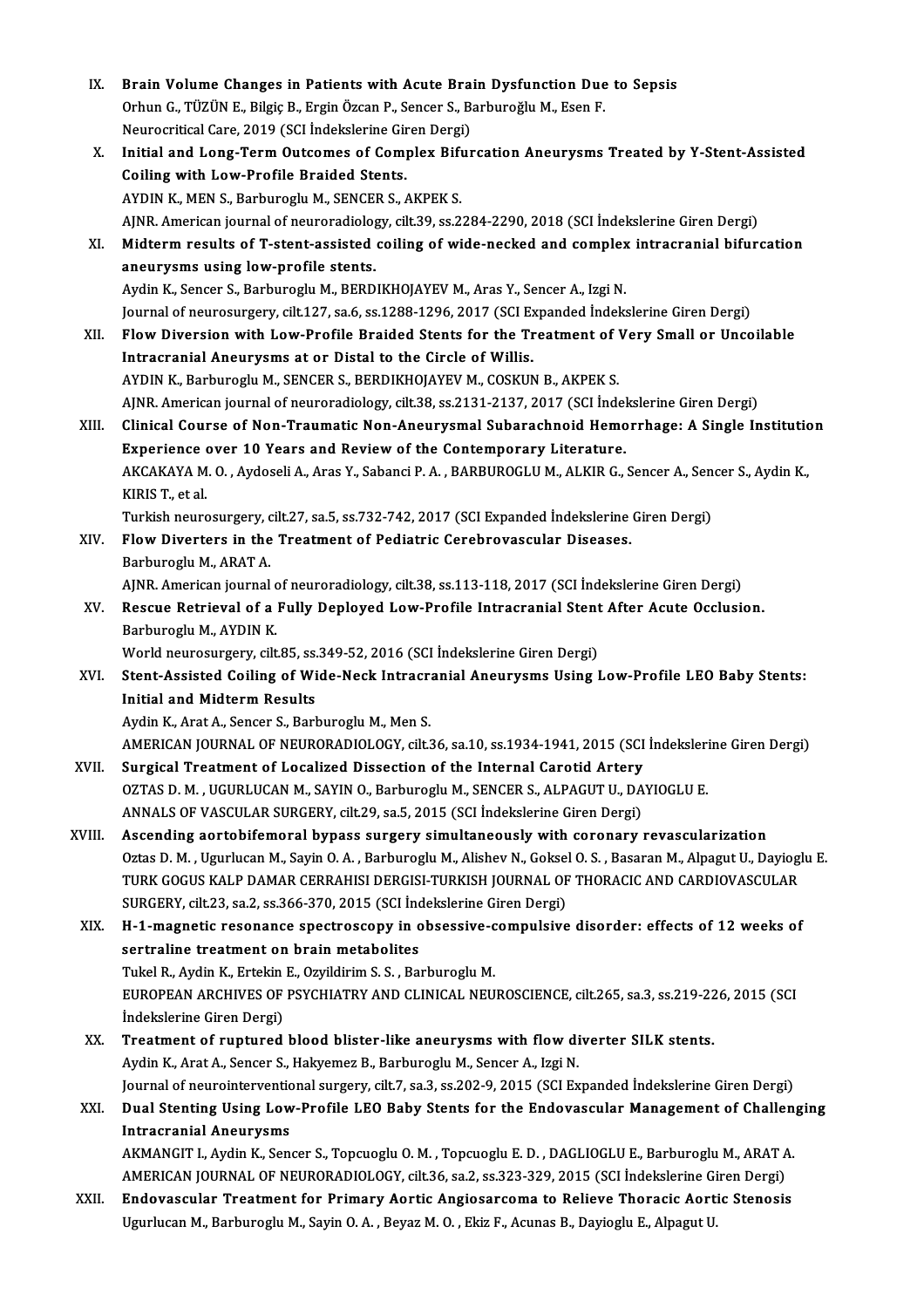IX. **Brain Volume Changes in Patients with Acute Brain Dysfunction Due to Sepsis**
Orhun G., TÜZÜN E., Bilgiç B., Ergin Özcan P., Sencer S., Barburoğlu M., Esen F.
Neurocritical Care, 2019 (SCI İndekslerine Giren Dergi)

X. **Initial and Long-Term Outcomes of Complex Bifurcation Aneurysms Treated by Y-Stent-Assisted Coiling with Low-Profile Braided Stents.**
AYDIN K., MEN S., Barburoglu M., SENCER S., AKPEK S.
AJNR. American journal of neuroradiology, cilt.39, ss.2284-2290, 2018 (SCI İndekslerine Giren Dergi)

XI. **Midterm results of T-stent-assisted coiling of wide-necked and complex intracranial bifurcation aneurysms using low-profile stents.**
Aydin K., Sencer S., Barburoglu M., BERDIKHOJAYEV M., Aras Y., Sencer A., Izgi N.
Journal of neurosurgery, cilt.127, sa.6, ss.1288-1296, 2017 (SCI Expanded İndekslerine Giren Dergi)

XII. **Flow Diversion with Low-Profile Braided Stents for the Treatment of Very Small or Uncoilable Intracranial Aneurysms at or Distal to the Circle of Willis.**
AYDIN K., Barburoglu M., SENCER S., BERDIKHOJAYEV M., COSKUN B., AKPEK S.
AJNR. American journal of neuroradiology, cilt.38, ss.2131-2137, 2017 (SCI İndekslerine Giren Dergi)

XIII. **Clinical Course of Non-Traumatic Non-Aneurysmal Subarachnoid Hemorrhage: A Single Institution Experience over 10 Years and Review of the Contemporary Literature.**
AKCAKAYA M. O. , Aydoseli A., Aras Y., Sabanci P. A. , BARBUROGLU M., ALKIR G., Sencer A., Sencer S., Aydin K., KIRIS T., et al.
Turkish neurosurgery, cilt.27, sa.5, ss.732-742, 2017 (SCI Expanded İndekslerine Giren Dergi)

XIV. **Flow Diverters in the Treatment of Pediatric Cerebrovascular Diseases.**
Barburoglu M., ARAT A.
AJNR. American journal of neuroradiology, cilt.38, ss.113-118, 2017 (SCI İndekslerine Giren Dergi)

XV. **Rescue Retrieval of a Fully Deployed Low-Profile Intracranial Stent After Acute Occlusion.**
Barburoglu M., AYDIN K.
World neurosurgery, cilt.85, ss.349-52, 2016 (SCI İndekslerine Giren Dergi)

XVI. **Stent-Assisted Coiling of Wide-Neck Intracranial Aneurysms Using Low-Profile LEO Baby Stents: Initial and Midterm Results**
Aydin K., Arat A., Sencer S., Barburoglu M., Men S.
AMERICAN JOURNAL OF NEURORADIOLOGY, cilt.36, sa.10, ss.1934-1941, 2015 (SCI İndekslerine Giren Dergi)

XVII. **Surgical Treatment of Localized Dissection of the Internal Carotid Artery**
OZTAS D. M. , UGURLUCAN M., SAYIN O., Barburoglu M., SENCER S., ALPAGUT U., DAYIOGLU E.
ANNALS OF VASCULAR SURGERY, cilt.29, sa.5, 2015 (SCI İndekslerine Giren Dergi)

XVIII. **Ascending aortobifemoral bypass surgery simultaneously with coronary revascularization**
Oztas D. M. , Ugurlucan M., Sayin O. A. , Barburoglu M., Alishev N., Goksel O. S. , Basaran M., Alpagut U., Dayioglu E.
TURK GOGUS KALP DAMAR CERRAHISI DERGISI-TURKISH JOURNAL OF THORACIC AND CARDIOVASCULAR SURGERY, cilt.23, sa.2, ss.366-370, 2015 (SCI İndekslerine Giren Dergi)

XIX. **H-1-magnetic resonance spectroscopy in obsessive-compulsive disorder: effects of 12 weeks of sertraline treatment on brain metabolites**
Tukel R., Aydin K., Ertekin E., Ozyildirim S. S. , Barburoglu M.
EUROPEAN ARCHIVES OF PSYCHIATRY AND CLINICAL NEUROSCIENCE, cilt.265, sa.3, ss.219-226, 2015 (SCI İndekslerine Giren Dergi)

XX. **Treatment of ruptured blood blister-like aneurysms with flow diverter SILK stents.**
Aydin K., Arat A., Sencer S., Hakyemez B., Barburoglu M., Sencer A., Izgi N.
Journal of neurointerventional surgery, cilt.7, sa.3, ss.202-9, 2015 (SCI Expanded İndekslerine Giren Dergi)

XXI. **Dual Stenting Using Low-Profile LEO Baby Stents for the Endovascular Management of Challenging Intracranial Aneurysms**
AKMANGIT I., Aydin K., Sencer S., Topcuoglu O. M. , Topcuoglu E. D. , DAGLIOGLU E., Barburoglu M., ARAT A.
AMERICAN JOURNAL OF NEURORADIOLOGY, cilt.36, sa.2, ss.323-329, 2015 (SCI İndekslerine Giren Dergi)

XXII. **Endovascular Treatment for Primary Aortic Angiosarcoma to Relieve Thoracic Aortic Stenosis**
Ugurlucan M., Barburoglu M., Sayin O. A. , Beyaz M. O. , Ekiz F., Acunas B., Dayioglu E., Alpagut U.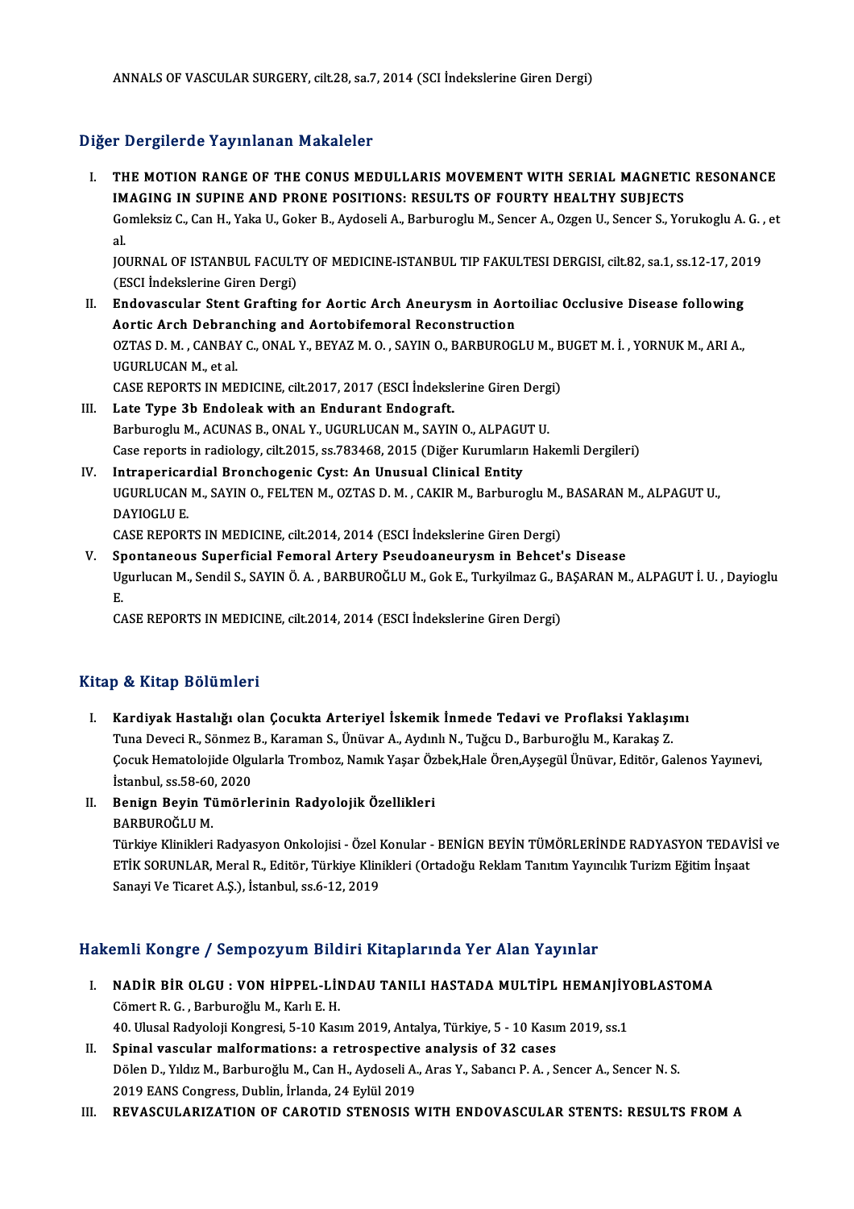ANNALS OF VASCULAR SURGERY, cilt.28, sa.7, 2014 (SCI İndekslerine Giren Dergi)

## Diğer Dergilerde Yayınlanan Makaleler

I. **THE MOTION RANGE OF THE CONUS MEDULLARIS MOVEMENT WITH SERIAL MAGNETIC RESONANCE IMAGING IN SUPINE AND PRONE POSITIONS: RESULTS OF FOURTY HEALTHY SUBJECTS**
   Gomleksiz C., Can H., Yaka U., Goker B., Aydoseli A., Barburoglu M., Sencer A., Ozgen U., Sencer S., Yorukoglu A. G. , et al.
   JOURNAL OF ISTANBUL FACULTY OF MEDICINE-ISTANBUL TIP FAKULTESI DERGISI, cilt.82, sa.1, ss.12-17, 2019 (ESCI İndekslerine Giren Dergi)
II. **Endovascular Stent Grafting for Aortic Arch Aneurysm in Aortoiliac Occlusive Disease following Aortic Arch Debranching and Aortobifemoral Reconstruction**
   OZTAS D. M. , CANBAY C., ONAL Y., BEYAZ M. O. , SAYIN O., BARBUROGLU M., BUGET M. İ. , YORNUK M., ARI A., UGURLUCAN M., et al.
   CASE REPORTS IN MEDICINE, cilt.2017, 2017 (ESCI İndekslerine Giren Dergi)
III. **Late Type 3b Endoleak with an Endurant Endograft.**
   Barburoglu M., ACUNAS B., ONAL Y., UGURLUCAN M., SAYIN O., ALPAGUT U.
   Case reports in radiology, cilt.2015, ss.783468, 2015 (Diğer Kurumların Hakemli Dergileri)
IV. **Intrapericardial Bronchogenic Cyst: An Unusual Clinical Entity**
   UGURLUCAN M., SAYIN O., FELTEN M., OZTAS D. M. , CAKIR M., Barburoglu M., BASARAN M., ALPAGUT U., DAYIOGLU E.
   CASE REPORTS IN MEDICINE, cilt.2014, 2014 (ESCI İndekslerine Giren Dergi)
V. **Spontaneous Superficial Femoral Artery Pseudoaneurysm in Behcet's Disease**
   Ugurlucan M., Sendil S., SAYIN Ö. A. , BARBUROĞLU M., Gok E., Turkyilmaz G., BAŞARAN M., ALPAGUT İ. U. , Dayioglu E.
   CASE REPORTS IN MEDICINE, cilt.2014, 2014 (ESCI İndekslerine Giren Dergi)

## Kitap & Kitap Bölümleri

I. **Kardiyak Hastalığı olan Çocukta Arteriyel İskemik İnmede Tedavi ve Proflaksi Yaklaşımı**
   Tuna Deveci R., Sönmez B., Karaman S., Ünüvar A., Aydınlı N., Tuğcu D., Barburoğlu M., Karakaş Z.
   Çocuk Hematolojide Olgularla Tromboz, Namık Yaşar Özbek,Hale Ören,Ayşegül Ünüvar, Editör, Galenos Yayınevi, İstanbul, ss.58-60, 2020
II. **Benign Beyin Tümörlerinin Radyolojik Özellikleri**
   BARBUROĞLU M.
   Türkiye Klinikleri Radyasyon Onkolojisi - Özel Konular - BENİGN BEYİN TÜMÖRLERİNDE RADYASYON TEDAVİSİ ve ETİK SORUNLAR, Meral R., Editör, Türkiye Klinikleri (Ortadoğu Reklam Tanıtım Yayıncılık Turizm Eğitim İnşaat Sanayi Ve Ticaret A.Ş.), İstanbul, ss.6-12, 2019

## Hakemli Kongre / Sempozyum Bildiri Kitaplarında Yer Alan Yayınlar

I. **NADİR BİR OLGU : VON HİPPEL-LİNDAU TANILI HASTADA MULTİPL HEMANJİYOBLASTOMA**
   Cömert R. G. , Barburoğlu M., Karlı E. H.
   40. Ulusal Radyoloji Kongresi, 5-10 Kasım 2019, Antalya, Türkiye, 5 - 10 Kasım 2019, ss.1
II. **Spinal vascular malformations: a retrospective analysis of 32 cases**
   Dölen D., Yıldız M., Barburoğlu M., Can H., Aydoseli A., Aras Y., Sabancı P. A. , Sencer A., Sencer N. S.
   2019 EANS Congress, Dublin, İrlanda, 24 Eylül 2019
III. **REVASCULARIZATION OF CAROTID STENOSIS WITH ENDOVASCULAR STENTS: RESULTS FROM A**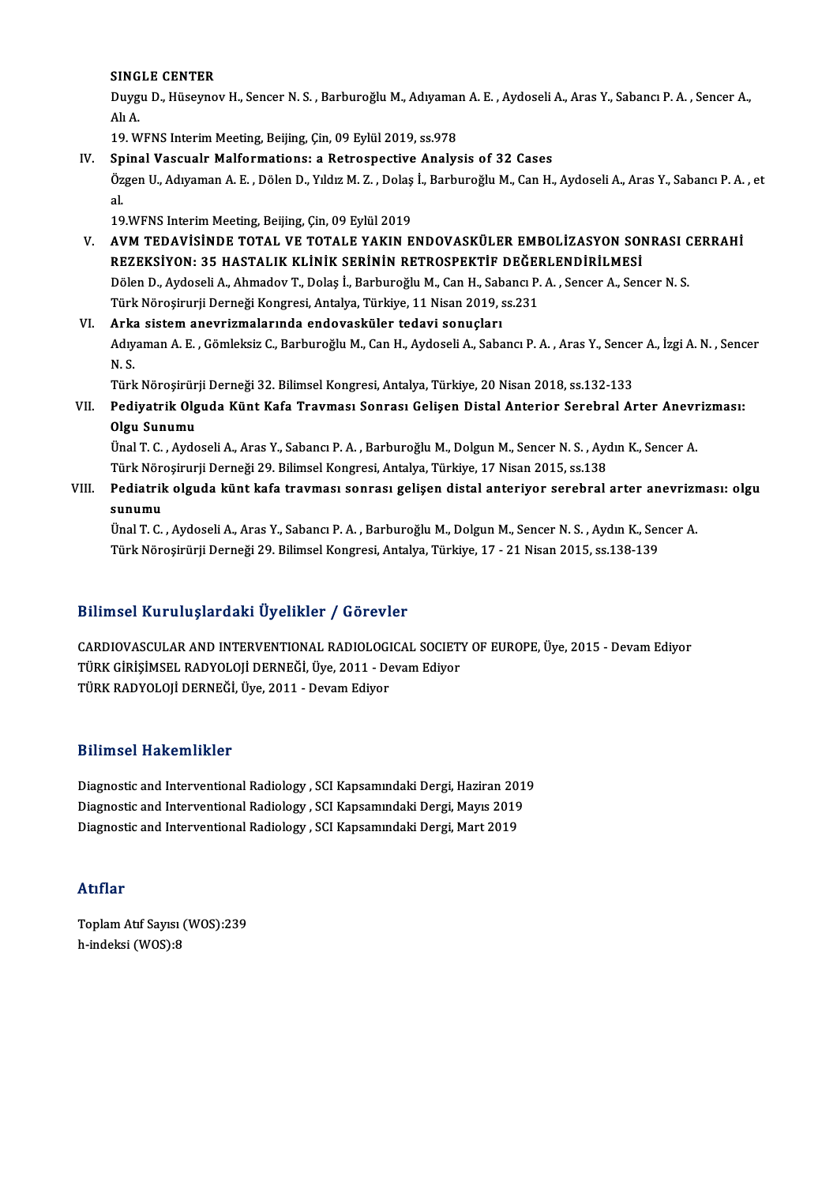SINGLE CENTER
Duygu D., Hüseynov H., Sencer N. S. , Barburoğlu M., Adıyaman A. E. , Aydoseli A., Aras Y., Sabancı P. A. , Sencer A., Alı A.
19. WFNS Interim Meeting, Beijing, Çin, 09 Eylül 2019, ss.978

IV. **Spinal Vascualr Malformations: a Retrospective Analysis of 32 Cases**
Özgen U., Adıyaman A. E. , Dölen D., Yıldız M. Z. , Dolaş İ., Barburoğlu M., Can H., Aydoseli A., Aras Y., Sabancı P. A. , et al.
19.WFNS Interim Meeting, Beijing, Çin, 09 Eylül 2019

V. **AVM TEDAVİSİNDE TOTAL VE TOTALE YAKIN ENDOVASKÜLER EMBOLİZASYON SONRASI CERRAHİ REZEKSİYON: 35 HASTALIK KLİNİK SERİNİN RETROSPEKTİF DEĞERLENDİRİLMESİ**
Dölen D., Aydoseli A., Ahmadov T., Dolaş İ., Barburoğlu M., Can H., Sabancı P. A. , Sencer A., Sencer N. S.
Türk Nöroşirurji Derneği Kongresi, Antalya, Türkiye, 11 Nisan 2019, ss.231

VI. **Arka sistem anevrizmalarında endovasküler tedavi sonuçları**
Adıyaman A. E. , Gömleksiz C., Barburoğlu M., Can H., Aydoseli A., Sabancı P. A. , Aras Y., Sencer A., İzgi A. N. , Sencer N. S.
Türk Nöroşirürji Derneği 32. Bilimsel Kongresi, Antalya, Türkiye, 20 Nisan 2018, ss.132-133

VII. **Pediyatrik Olguda Künt Kafa Travması Sonrası Gelişen Distal Anterior Serebral Arter Anevrizması: Olgu Sunumu**
Ünal T. C. , Aydoseli A., Aras Y., Sabancı P. A. , Barburoğlu M., Dolgun M., Sencer N. S. , Aydın K., Sencer A.
Türk Nöroşirurji Derneği 29. Bilimsel Kongresi, Antalya, Türkiye, 17 Nisan 2015, ss.138

VIII. **Pediatrik olguda künt kafa travması sonrası gelişen distal anteriyor serebral arter anevrizması: olgu sunumu**
Ünal T. C. , Aydoseli A., Aras Y., Sabancı P. A. , Barburoğlu M., Dolgun M., Sencer N. S. , Aydın K., Sencer A.
Türk Nöroşirürji Derneği 29. Bilimsel Kongresi, Antalya, Türkiye, 17 - 21 Nisan 2015, ss.138-139

## Bilimsel Kuruluşlardaki Üyelikler / Görevler

CARDIOVASCULAR AND INTERVENTIONAL RADIOLOGICAL SOCIETY OF EUROPE, Üye, 2015 - Devam Ediyor
TÜRK GİRİŞİMSEL RADYOLOJİ DERNEĞİ, Üye, 2011 - Devam Ediyor
TÜRK RADYOLOJİ DERNEĞİ, Üye, 2011 - Devam Ediyor

## Bilimsel Hakemlikler

Diagnostic and Interventional Radiology , SCI Kapsamındaki Dergi, Haziran 2019
Diagnostic and Interventional Radiology , SCI Kapsamındaki Dergi, Mayıs 2019
Diagnostic and Interventional Radiology , SCI Kapsamındaki Dergi, Mart 2019

## Atıflar

Toplam Atıf Sayısı (WOS):239
h-indeksi (WOS):8